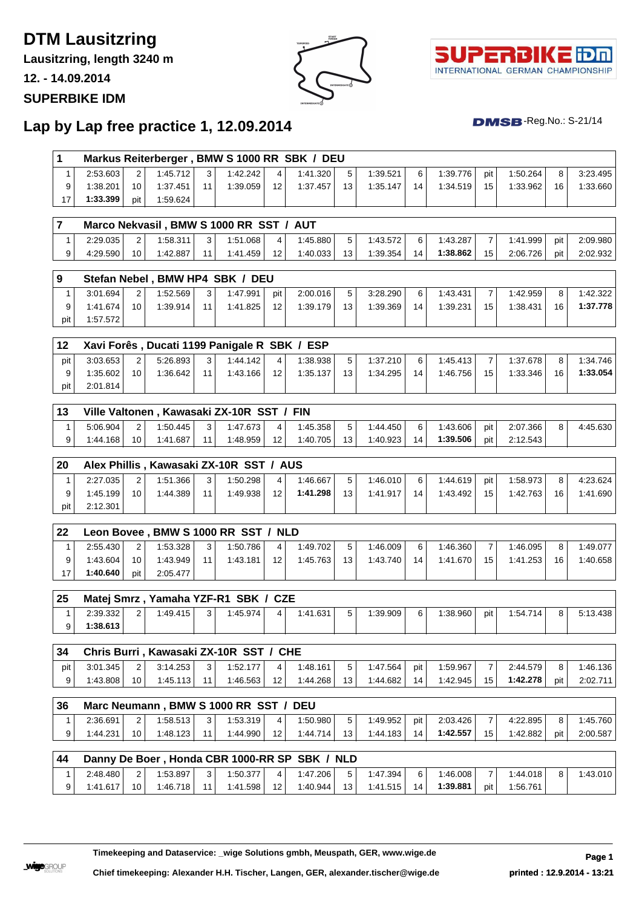# DTM Lausitzring

**Lausitzring, length 3240 m**

**12. - 14.09.2014**

**SUPERBIKE IDM**

## Lap by Lap free practice 1, 12.09.2014

DMSB-Reg.No.: S-21/14

| 1 | Markus Reiterberger , BMW S 1000 RR SBK / DEU | | | | | | | | | | | | | | |
|---|---|---|---|---|---|---|---|---|---|---|---|---|---|---|---|
| 1 | 2:53.603 | 2 | 1:45.712 | 3 | 1:42.242 | 4 | 1:41.320 | 5 | 1:39.521 | 6 | 1:39.776 | pit | 1:50.264 | 8 | 3:23.495 |
| 9 | 1:38.201 | 10 | 1:37.451 | 11 | 1:39.059 | 12 | 1:37.457 | 13 | 1:35.147 | 14 | 1:34.519 | 15 | 1:33.962 | 16 | 1:33.660 |
| 17 | **1:33.399** | pit | 1:59.624 | | | | | | | | | | | | |

| 7 | Marco Nekvasil , BMW S 1000 RR SST / AUT | | | | | | | | | | | | | | |
|---|---|---|---|---|---|---|---|---|---|---|---|---|---|---|---|
| 1 | 2:29.035 | 2 | 1:58.311 | 3 | 1:51.068 | 4 | 1:45.880 | 5 | 1:43.572 | 6 | 1:43.287 | 7 | 1:41.999 | pit | 2:09.980 |
| 9 | 4:29.590 | 10 | 1:42.887 | 11 | 1:41.459 | 12 | 1:40.033 | 13 | 1:39.354 | 14 | **1:38.862** | 15 | 2:06.726 | pit | 2:02.932 |

| 9 | Stefan Nebel , BMW HP4 SBK / DEU | | | | | | | | | | | | | | |
|---|---|---|---|---|---|---|---|---|---|---|---|---|---|---|---|
| 1 | 3:01.694 | 2 | 1:52.569 | 3 | 1:47.991 | pit | 2:00.016 | 5 | 3:28.290 | 6 | 1:43.431 | 7 | 1:42.959 | 8 | 1:42.322 |
| 9 | 1:41.674 | 10 | 1:39.914 | 11 | 1:41.825 | 12 | 1:39.179 | 13 | 1:39.369 | 14 | 1:39.231 | 15 | 1:38.431 | 16 | **1:37.778** |
| pit | 1:57.572 | | | | | | | | | | | | | | |

| 12 | Xavi Forês , Ducati 1199 Panigale R SBK / ESP | | | | | | | | | | | | | | |
|---|---|---|---|---|---|---|---|---|---|---|---|---|---|---|---|
| pit | 3:03.653 | 2 | 5:26.893 | 3 | 1:44.142 | 4 | 1:38.938 | 5 | 1:37.210 | 6 | 1:45.413 | 7 | 1:37.678 | 8 | 1:34.746 |
| 9 | 1:35.602 | 10 | 1:36.642 | 11 | 1:43.166 | 12 | 1:35.137 | 13 | 1:34.295 | 14 | 1:46.756 | 15 | 1:33.346 | 16 | **1:33.054** |
| pit | 2:01.814 | | | | | | | | | | | | | | |

| 13 | Ville Valtonen , Kawasaki ZX-10R SST / FIN | | | | | | | | | | | | | | |
|---|---|---|---|---|---|---|---|---|---|---|---|---|---|---|---|
| 1 | 5:06.904 | 2 | 1:50.445 | 3 | 1:47.673 | 4 | 1:45.358 | 5 | 1:44.450 | 6 | 1:43.606 | pit | 2:07.366 | 8 | 4:45.630 |
| 9 | 1:44.168 | 10 | 1:41.687 | 11 | 1:48.959 | 12 | 1:40.705 | 13 | 1:40.923 | 14 | **1:39.506** | pit | 2:12.543 | | |

| 20 | Alex Phillis , Kawasaki ZX-10R SST / AUS | | | | | | | | | | | | | | |
|---|---|---|---|---|---|---|---|---|---|---|---|---|---|---|---|
| 1 | 2:27.035 | 2 | 1:51.366 | 3 | 1:50.298 | 4 | 1:46.667 | 5 | 1:46.010 | 6 | 1:44.619 | pit | 1:58.973 | 8 | 4:23.624 |
| 9 | 1:45.199 | 10 | 1:44.389 | 11 | 1:49.938 | 12 | **1:41.298** | 13 | 1:41.917 | 14 | 1:43.492 | 15 | 1:42.763 | 16 | 1:41.690 |
| pit | 2:12.301 | | | | | | | | | | | | | | |

| 22 | Leon Bovee , BMW S 1000 RR SST / NLD | | | | | | | | | | | | | | |
|---|---|---|---|---|---|---|---|---|---|---|---|---|---|---|---|
| 1 | 2:55.430 | 2 | 1:53.328 | 3 | 1:50.786 | 4 | 1:49.702 | 5 | 1:46.009 | 6 | 1:46.360 | 7 | 1:46.095 | 8 | 1:49.077 |
| 9 | 1:43.604 | 10 | 1:43.949 | 11 | 1:43.181 | 12 | 1:45.763 | 13 | 1:43.740 | 14 | 1:41.670 | 15 | 1:41.253 | 16 | 1:40.658 |
| 17 | **1:40.640** | pit | 2:05.477 | | | | | | | | | | | | |

| 25 | Matej Smrz , Yamaha YZF-R1 SBK / CZE | | | | | | | | | | | | | | |
|---|---|---|---|---|---|---|---|---|---|---|---|---|---|---|---|
| 1 | 2:39.332 | 2 | 1:49.415 | 3 | 1:45.974 | 4 | 1:41.631 | 5 | 1:39.909 | 6 | 1:38.960 | pit | 1:54.714 | 8 | 5:13.438 |
| 9 | **1:38.613** | | | | | | | | | | | | | | |

| 34 | Chris Burri , Kawasaki ZX-10R SST / CHE | | | | | | | | | | | | | | |
|---|---|---|---|---|---|---|---|---|---|---|---|---|---|---|---|
| pit | 3:01.345 | 2 | 3:14.253 | 3 | 1:52.177 | 4 | 1:48.161 | 5 | 1:47.564 | pit | 1:59.967 | 7 | 2:44.579 | 8 | 1:46.136 |
| 9 | 1:43.808 | 10 | 1:45.113 | 11 | 1:46.563 | 12 | 1:44.268 | 13 | 1:44.682 | 14 | 1:42.945 | 15 | **1:42.278** | pit | 2:02.711 |

| 36 | Marc Neumann , BMW S 1000 RR SST / DEU | | | | | | | | | | | | | | |
|---|---|---|---|---|---|---|---|---|---|---|---|---|---|---|---|
| 1 | 2:36.691 | 2 | 1:58.513 | 3 | 1:53.319 | 4 | 1:50.980 | 5 | 1:49.952 | pit | 2:03.426 | 7 | 4:22.895 | 8 | 1:45.760 |
| 9 | 1:44.231 | 10 | 1:48.123 | 11 | 1:44.990 | 12 | 1:44.714 | 13 | 1:44.183 | 14 | **1:42.557** | 15 | 1:42.882 | pit | 2:00.587 |

| 44 | Danny De Boer , Honda CBR 1000-RR SP SBK / NLD | | | | | | | | | | | | | | |
|---|---|---|---|---|---|---|---|---|---|---|---|---|---|---|---|
| 1 | 2:48.480 | 2 | 1:53.897 | 3 | 1:50.377 | 4 | 1:47.206 | 5 | 1:47.394 | 6 | 1:46.008 | 7 | 1:44.018 | 8 | 1:43.010 |
| 9 | 1:41.617 | 10 | 1:46.718 | 11 | 1:41.598 | 12 | 1:40.944 | 13 | 1:41.515 | 14 | **1:39.881** | pit | 1:56.761 | | |

**Timekeeping and Dataservice: _wige Solutions gmbh, Meuspath, GER, www.wige.de**

**Chief timekeeping: Alexander H.H. Tischer, Langen, GER, alexander.tischer@wige.de**

**printed : 12.9.2014 - 13:21**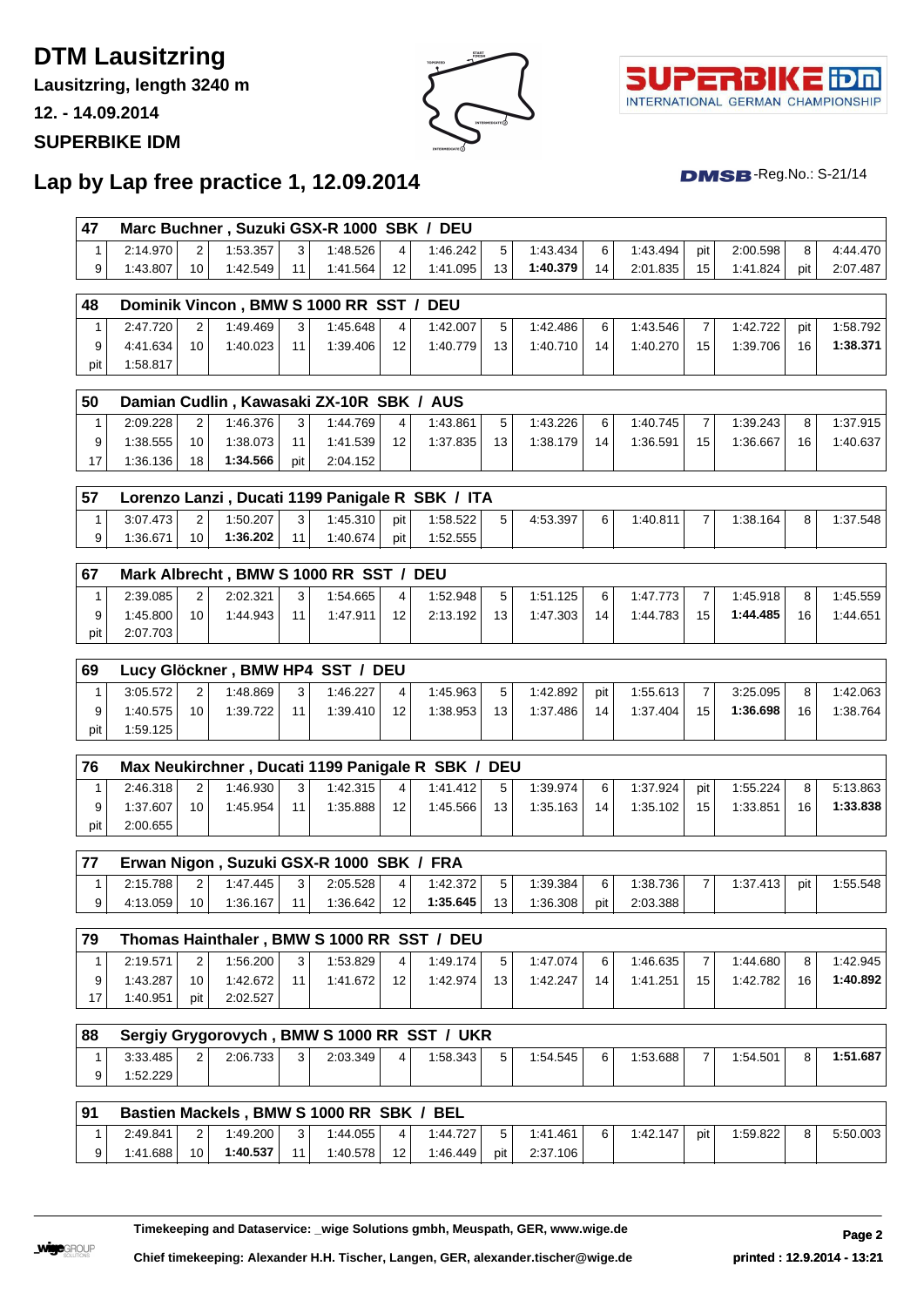# DTM Lausitzring

**Lausitzring, length 3240 m**

**12. - 14.09.2014**

**SUPERBIKE IDM**

## Lap by Lap free practice 1, 12.09.2014

DMSB-Reg.No.: S-21/14

| 47 | Marc Buchner , Suzuki GSX-R 1000 SBK / DEU | | | | | | | | | | | | | | |
|---|---|---|---|---|---|---|---|---|---|---|---|---|---|---|---|
| 1 | 2:14.970 | 2 | 1:53.357 | 3 | 1:48.526 | 4 | 1:46.242 | 5 | 1:43.434 | 6 | 1:43.494 | pit | 2:00.598 | 8 | 4:44.470 |
| 9 | 1:43.807 | 10 | 1:42.549 | 11 | 1:41.564 | 12 | 1:41.095 | 13 | **1:40.379** | 14 | 2:01.835 | 15 | 1:41.824 | pit | 2:07.487 |

| 48 | Dominik Vincon , BMW S 1000 RR SST / DEU | | | | | | | | | | | | | | |
|---|---|---|---|---|---|---|---|---|---|---|---|---|---|---|---|
| 1 | 2:47.720 | 2 | 1:49.469 | 3 | 1:45.648 | 4 | 1:42.007 | 5 | 1:42.486 | 6 | 1:43.546 | 7 | 1:42.722 | pit | 1:58.792 |
| 9 | 4:41.634 | 10 | 1:40.023 | 11 | 1:39.406 | 12 | 1:40.779 | 13 | 1:40.710 | 14 | 1:40.270 | 15 | 1:39.706 | 16 | **1:38.371** |
| pit | 1:58.817 | | | | | | | | | | | | | | |

| 50 | Damian Cudlin , Kawasaki ZX-10R SBK / AUS | | | | | | | | | | | | | | |
|---|---|---|---|---|---|---|---|---|---|---|---|---|---|---|---|
| 1 | 2:09.228 | 2 | 1:46.376 | 3 | 1:44.769 | 4 | 1:43.861 | 5 | 1:43.226 | 6 | 1:40.745 | 7 | 1:39.243 | 8 | 1:37.915 |
| 9 | 1:38.555 | 10 | 1:38.073 | 11 | 1:41.539 | 12 | 1:37.835 | 13 | 1:38.179 | 14 | 1:36.591 | 15 | 1:36.667 | 16 | 1:40.637 |
| 17 | 1:36.136 | 18 | **1:34.566** | pit | 2:04.152 | | | | | | | | | | |

| 57 | Lorenzo Lanzi , Ducati 1199 Panigale R SBK / ITA | | | | | | | | | | | | | | |
|---|---|---|---|---|---|---|---|---|---|---|---|---|---|---|---|
| 1 | 3:07.473 | 2 | 1:50.207 | 3 | 1:45.310 | pit | 1:58.522 | 5 | 4:53.397 | 6 | 1:40.811 | 7 | 1:38.164 | 8 | 1:37.548 |
| 9 | 1:36.671 | 10 | **1:36.202** | 11 | 1:40.674 | pit | 1:52.555 | | | | | | | | |

| 67 | Mark Albrecht , BMW S 1000 RR SST / DEU | | | | | | | | | | | | | | |
|---|---|---|---|---|---|---|---|---|---|---|---|---|---|---|---|
| 1 | 2:39.085 | 2 | 2:02.321 | 3 | 1:54.665 | 4 | 1:52.948 | 5 | 1:51.125 | 6 | 1:47.773 | 7 | 1:45.918 | 8 | 1:45.559 |
| 9 | 1:45.800 | 10 | 1:44.943 | 11 | 1:47.911 | 12 | 2:13.192 | 13 | 1:47.303 | 14 | 1:44.783 | 15 | **1:44.485** | 16 | 1:44.651 |
| pit | 2:07.703 | | | | | | | | | | | | | | |

| 69 | Lucy Glöckner , BMW HP4 SST / DEU | | | | | | | | | | | | | | |
|---|---|---|---|---|---|---|---|---|---|---|---|---|---|---|---|
| 1 | 3:05.572 | 2 | 1:48.869 | 3 | 1:46.227 | 4 | 1:45.963 | 5 | 1:42.892 | pit | 1:55.613 | 7 | 3:25.095 | 8 | 1:42.063 |
| 9 | 1:40.575 | 10 | 1:39.722 | 11 | 1:39.410 | 12 | 1:38.953 | 13 | 1:37.486 | 14 | 1:37.404 | 15 | **1:36.698** | 16 | 1:38.764 |
| pit | 1:59.125 | | | | | | | | | | | | | | |

| 76 | Max Neukirchner , Ducati 1199 Panigale R SBK / DEU | | | | | | | | | | | | | | |
|---|---|---|---|---|---|---|---|---|---|---|---|---|---|---|---|
| 1 | 2:46.318 | 2 | 1:46.930 | 3 | 1:42.315 | 4 | 1:41.412 | 5 | 1:39.974 | 6 | 1:37.924 | pit | 1:55.224 | 8 | 5:13.863 |
| 9 | 1:37.607 | 10 | 1:45.954 | 11 | 1:35.888 | 12 | 1:45.566 | 13 | 1:35.163 | 14 | 1:35.102 | 15 | 1:33.851 | 16 | **1:33.838** |
| pit | 2:00.655 | | | | | | | | | | | | | | |

| 77 | Erwan Nigon , Suzuki GSX-R 1000 SBK / FRA | | | | | | | | | | | | | | |
|---|---|---|---|---|---|---|---|---|---|---|---|---|---|---|---|
| 1 | 2:15.788 | 2 | 1:47.445 | 3 | 2:05.528 | 4 | 1:42.372 | 5 | 1:39.384 | 6 | 1:38.736 | 7 | 1:37.413 | pit | 1:55.548 |
| 9 | 4:13.059 | 10 | 1:36.167 | 11 | 1:36.642 | 12 | **1:35.645** | 13 | 1:36.308 | pit | 2:03.388 | | | | |

| 79 | Thomas Hainthaler , BMW S 1000 RR SST / DEU | | | | | | | | | | | | | | |
|---|---|---|---|---|---|---|---|---|---|---|---|---|---|---|---|
| 1 | 2:19.571 | 2 | 1:56.200 | 3 | 1:53.829 | 4 | 1:49.174 | 5 | 1:47.074 | 6 | 1:46.635 | 7 | 1:44.680 | 8 | 1:42.945 |
| 9 | 1:43.287 | 10 | 1:42.672 | 11 | 1:41.672 | 12 | 1:42.974 | 13 | 1:42.247 | 14 | 1:41.251 | 15 | 1:42.782 | 16 | **1:40.892** |
| 17 | 1:40.951 | pit | 2:02.527 | | | | | | | | | | | | |

| 88 | Sergiy Grygorovych , BMW S 1000 RR SST / UKR | | | | | | | | | | | | | | |
|---|---|---|---|---|---|---|---|---|---|---|---|---|---|---|---|
| 1 | 3:33.485 | 2 | 2:06.733 | 3 | 2:03.349 | 4 | 1:58.343 | 5 | 1:54.545 | 6 | 1:53.688 | 7 | 1:54.501 | 8 | **1:51.687** |
| 9 | 1:52.229 | | | | | | | | | | | | | | |

| 91 | Bastien Mackels , BMW S 1000 RR SBK / BEL | | | | | | | | | | | | | | |
|---|---|---|---|---|---|---|---|---|---|---|---|---|---|---|---|
| 1 | 2:49.841 | 2 | 1:49.200 | 3 | 1:44.055 | 4 | 1:44.727 | 5 | 1:41.461 | 6 | 1:42.147 | pit | 1:59.822 | 8 | 5:50.003 |
| 9 | 1:41.688 | 10 | **1:40.537** | 11 | 1:40.578 | 12 | 1:46.449 | pit | 2:37.106 | | | | | | |

**Timekeeping and Dataservice: _wige Solutions gmbh, Meuspath, GER, www.wige.de**

**Chief timekeeping: Alexander H.H. Tischer, Langen, GER, alexander.tischer@wige.de**

**printed : 12.9.2014 - 13:21**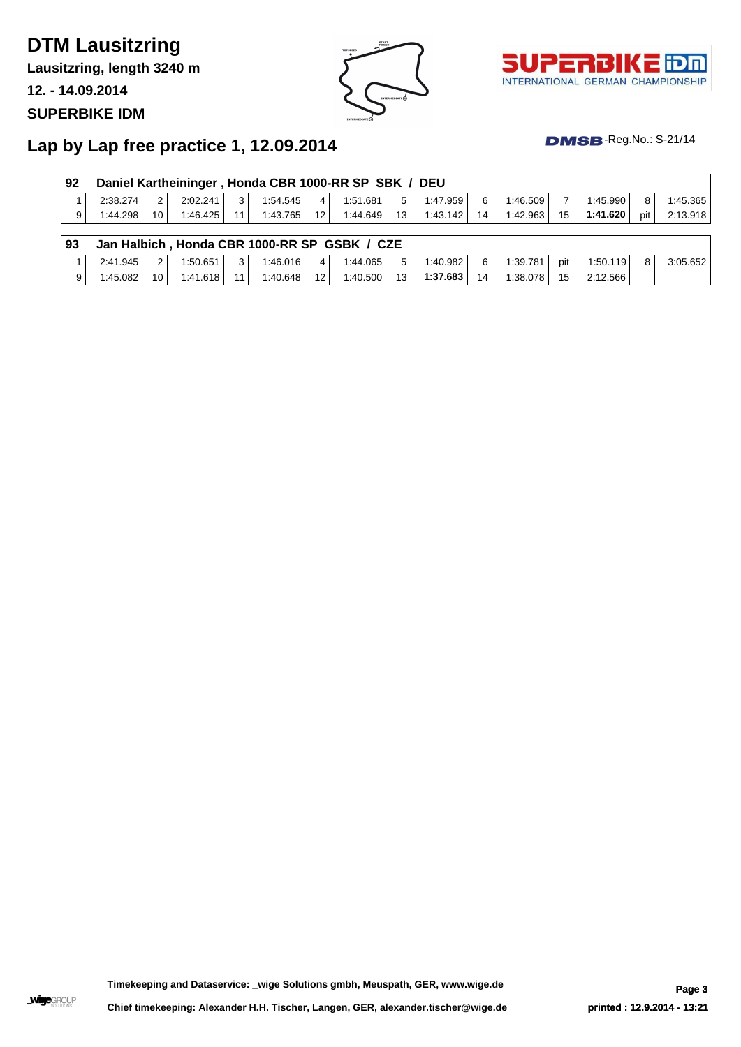# DTM Lausitzring

**Lausitzring, length 3240 m**

**12. - 14.09.2014**

**SUPERBIKE IDM**

## Lap by Lap free practice 1, 12.09.2014

DMSB-Reg.No.: S-21/14

**92 Daniel Kartheininger , Honda CBR 1000-RR SP SBK / DEU**

| | | | | | | | | | | | | | | | |
|---|---|---|---|---|---|---|---|---|---|---|---|---|---|---|---|
| 1 | 2:38.274 | 2 | 2:02.241 | 3 | 1:54.545 | 4 | 1:51.681 | 5 | 1:47.959 | 6 | 1:46.509 | 7 | 1:45.990 | 8 | 1:45.365 |
| 9 | 1:44.298 | 10 | 1:46.425 | 11 | 1:43.765 | 12 | 1:44.649 | 13 | 1:43.142 | 14 | 1:42.963 | 15 | **1:41.620** | pit | 2:13.918 |

**93 Jan Halbich , Honda CBR 1000-RR SP GSBK / CZE**

| | | | | | | | | | | | | | | | |
|---|---|---|---|---|---|---|---|---|---|---|---|---|---|---|---|
| 1 | 2:41.945 | 2 | 1:50.651 | 3 | 1:46.016 | 4 | 1:44.065 | 5 | 1:40.982 | 6 | 1:39.781 | pit | 1:50.119 | 8 | 3:05.652 |
| 9 | 1:45.082 | 10 | 1:41.618 | 11 | 1:40.648 | 12 | 1:40.500 | 13 | **1:37.683** | 14 | 1:38.078 | 15 | 2:12.566 | | |

**Timekeeping and Dataservice: _wige Solutions gmbh, Meuspath, GER, www.wige.de**

**Chief timekeeping: Alexander H.H. Tischer, Langen, GER, alexander.tischer@wige.de**

**printed : 12.9.2014 - 13:21**